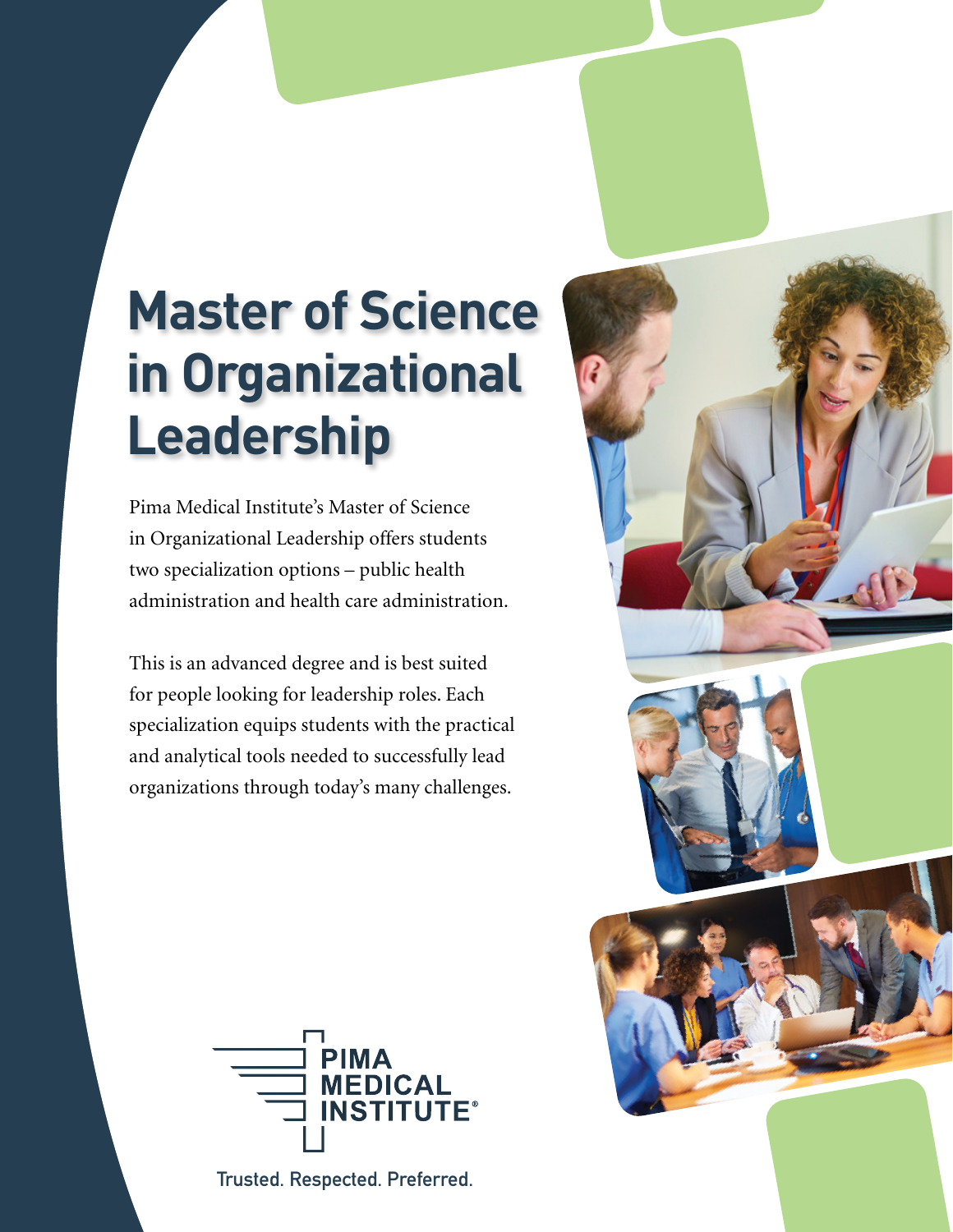# Master of Science in Organizational Leadership

Pima Medical Institute's Master of Science in Organizational Leadership offers students two specialization options – public health administration and health care administration.

This is an advanced degree and is best suited for people looking for leadership roles. Each specialization equips students with the practical and analytical tools needed to successfully lead organizations through today's many challenges.

PIMA MEDICAL INSTITUTE®

Trusted. Respected. Preferred.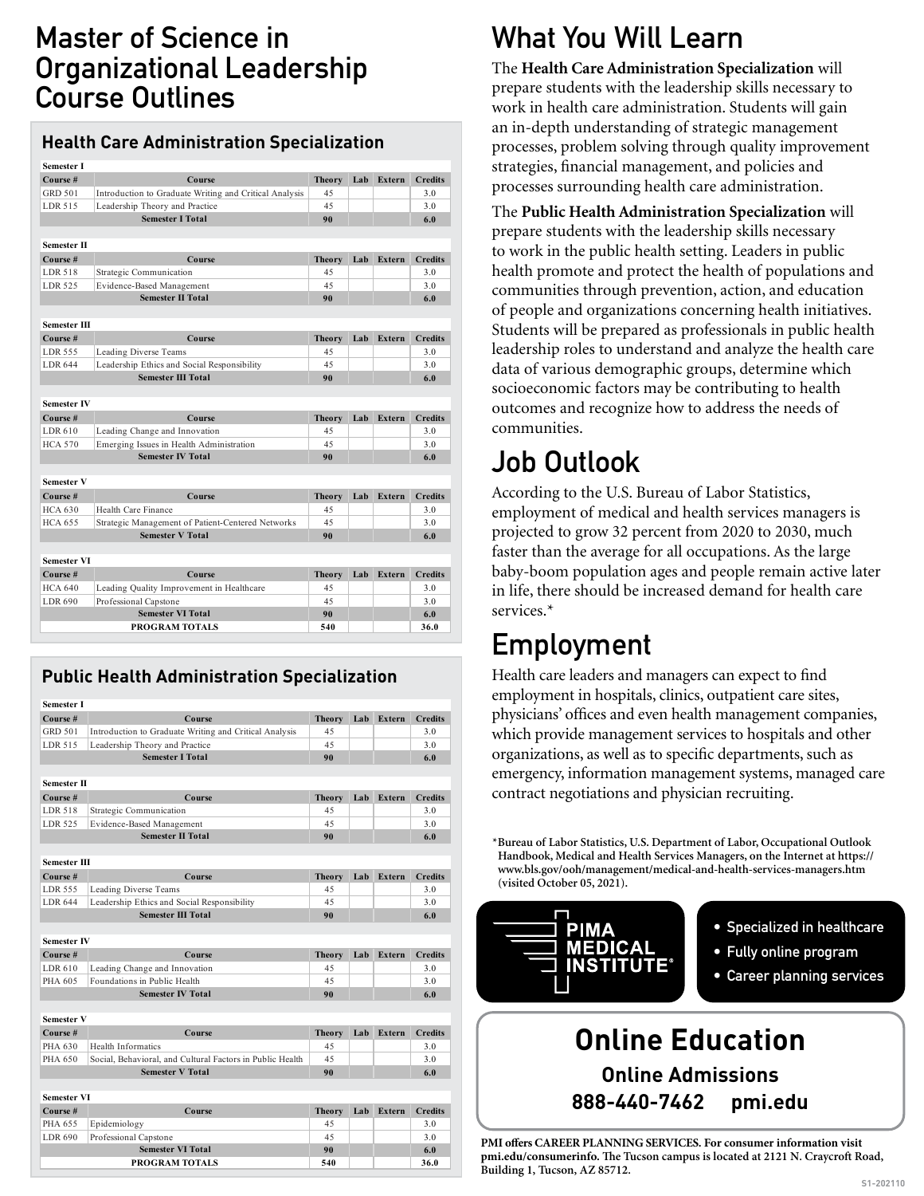# Master of Science in Organizational Leadership Course Outlines

## Health Care Administration Specialization

| Course # | Course | Theory | Lab | Extern | Credits |
|---|---|---|---|---|---|
| **Semester I** | | | | | |
| GRD 501 | Introduction to Graduate Writing and Critical Analysis | 45 | | | 3.0 |
| LDR 515 | Leadership Theory and Practice | 45 | | | 3.0 |
| | **Semester I Total** | **90** | | | **6.0** |
| **Semester II** | | | | | |
| LDR 518 | Strategic Communication | 45 | | | 3.0 |
| LDR 525 | Evidence-Based Management | 45 | | | 3.0 |
| | **Semester II Total** | **90** | | | **6.0** |
| **Semester III** | | | | | |
| LDR 555 | Leading Diverse Teams | 45 | | | 3.0 |
| LDR 644 | Leadership Ethics and Social Responsibility | 45 | | | 3.0 |
| | **Semester III Total** | **90** | | | **6.0** |
| **Semester IV** | | | | | |
| LDR 610 | Leading Change and Innovation | 45 | | | 3.0 |
| HCA 570 | Emerging Issues in Health Administration | 45 | | | 3.0 |
| | **Semester IV Total** | **90** | | | **6.0** |
| **Semester V** | | | | | |
| HCA 630 | Health Care Finance | 45 | | | 3.0 |
| HCA 655 | Strategic Management of Patient-Centered Networks | 45 | | | 3.0 |
| | **Semester V Total** | **90** | | | **6.0** |
| **Semester VI** | | | | | |
| HCA 640 | Leading Quality Improvement in Healthcare | 45 | | | 3.0 |
| LDR 690 | Professional Capstone | 45 | | | 3.0 |
| | **Semester VI Total** | **90** | | | **6.0** |
| | **PROGRAM TOTALS** | **540** | | | **36.0** |

## Public Health Administration Specialization

| Course # | Course | Theory | Lab | Extern | Credits |
|---|---|---|---|---|---|
| **Semester I** | | | | | |
| GRD 501 | Introduction to Graduate Writing and Critical Analysis | 45 | | | 3.0 |
| LDR 515 | Leadership Theory and Practice | 45 | | | 3.0 |
| | **Semester I Total** | **90** | | | **6.0** |
| **Semester II** | | | | | |
| LDR 518 | Strategic Communication | 45 | | | 3.0 |
| LDR 525 | Evidence-Based Management | 45 | | | 3.0 |
| | **Semester II Total** | **90** | | | **6.0** |
| **Semester III** | | | | | |
| LDR 555 | Leading Diverse Teams | 45 | | | 3.0 |
| LDR 644 | Leadership Ethics and Social Responsibility | 45 | | | 3.0 |
| | **Semester III Total** | **90** | | | **6.0** |
| **Semester IV** | | | | | |
| LDR 610 | Leading Change and Innovation | 45 | | | 3.0 |
| PHA 605 | Foundations in Public Health | 45 | | | 3.0 |
| | **Semester IV Total** | **90** | | | **6.0** |
| **Semester V** | | | | | |
| PHA 630 | Health Informatics | 45 | | | 3.0 |
| PHA 650 | Social, Behavioral, and Cultural Factors in Public Health | 45 | | | 3.0 |
| | **Semester V Total** | **90** | | | **6.0** |
| **Semester VI** | | | | | |
| PHA 655 | Epidemiology | 45 | | | 3.0 |
| LDR 690 | Professional Capstone | 45 | | | 3.0 |
| | **Semester VI Total** | **90** | | | **6.0** |
| | **PROGRAM TOTALS** | **540** | | | **36.0** |

# What You Will Learn

The **Health Care Administration Specialization** will prepare students with the leadership skills necessary to work in health care administration. Students will gain an in-depth understanding of strategic management processes, problem solving through quality improvement strategies, financial management, and policies and processes surrounding health care administration.

The **Public Health Administration Specialization** will prepare students with the leadership skills necessary to work in the public health setting. Leaders in public health promote and protect the health of populations and communities through prevention, action, and education of people and organizations concerning health initiatives. Students will be prepared as professionals in public health leadership roles to understand and analyze the health care data of various demographic groups, determine which socioeconomic factors may be contributing to health outcomes and recognize how to address the needs of communities.

# Job Outlook

According to the U.S. Bureau of Labor Statistics, employment of medical and health services managers is projected to grow 32 percent from 2020 to 2030, much faster than the average for all occupations. As the large baby-boom population ages and people remain active later in life, there should be increased demand for health care services.*

# Employment

Health care leaders and managers can expect to find employment in hospitals, clinics, outpatient care sites, physicians' offices and even health management companies, which provide management services to hospitals and other organizations, as well as to specific departments, such as emergency, information management systems, managed care contract negotiations and physician recruiting.

**\*Bureau of Labor Statistics, U.S. Department of Labor, Occupational Outlook Handbook, Medical and Health Services Managers, on the Internet at https://www.bls.gov/ooh/management/medical-and-health-services-managers.htm (visited October 05, 2021).**

PIMA MEDICAL INSTITUTE®

- Specialized in healthcare
- Fully online program
- Career planning services

## Online Education

**Online Admissions**

**888-440-7462 pmi.edu**

**PMI offers CAREER PLANNING SERVICES. For consumer information visit pmi.edu/consumerinfo. The Tucson campus is located at 2121 N. Craycroft Road, Building 1, Tucson, AZ 85712.**

S1-202110